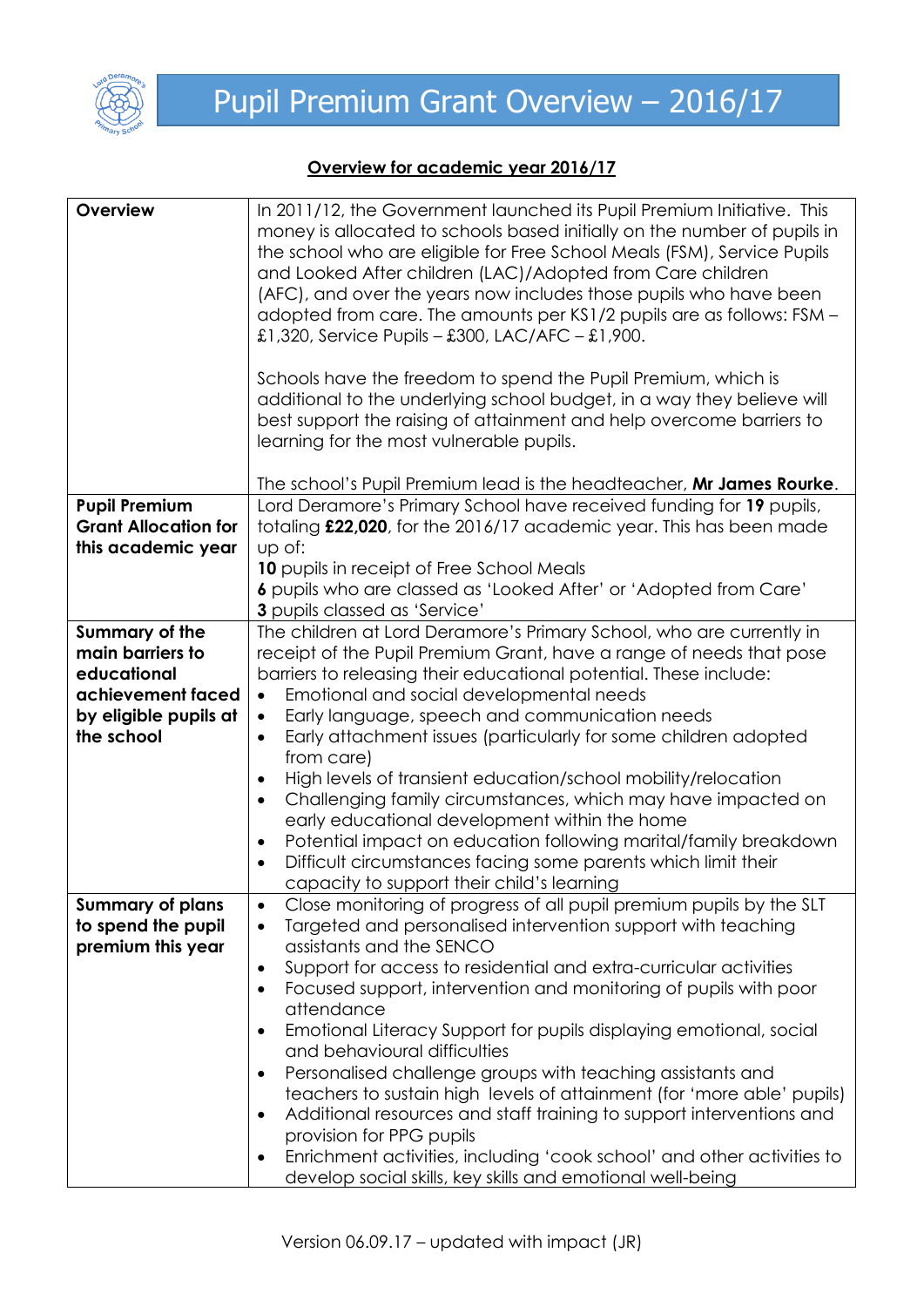# Pupil Premium Grant Overview – 2016/17

## Overview for academic year 2016/17

| | |
|---|---|
| **Overview** | In 2011/12, the Government launched its Pupil Premium Initiative. This money is allocated to schools based initially on the number of pupils in the school who are eligible for Free School Meals (FSM), Service Pupils and Looked After children (LAC)/Adopted from Care children (AFC), and over the years now includes those pupils who have been adopted from care. The amounts per KS1/2 pupils are as follows: FSM – £1,320, Service Pupils – £300, LAC/AFC – £1,900.<br><br>Schools have the freedom to spend the Pupil Premium, which is additional to the underlying school budget, in a way they believe will best support the raising of attainment and help overcome barriers to learning for the most vulnerable pupils.<br><br>The school's Pupil Premium lead is the headteacher, **Mr James Rourke**. |
| **Pupil Premium Grant Allocation for this academic year** | Lord Deramore's Primary School have received funding for **19** pupils, totaling **£22,020**, for the 2016/17 academic year. This has been made up of:<br>**10** pupils in receipt of Free School Meals<br>**6** pupils who are classed as 'Looked After' or 'Adopted from Care'<br>**3** pupils classed as 'Service' |
| **Summary of the main barriers to educational achievement faced by eligible pupils at the school** | The children at Lord Deramore's Primary School, who are currently in receipt of the Pupil Premium Grant, have a range of needs that pose barriers to releasing their educational potential. These include:<br>• Emotional and social developmental needs<br>• Early language, speech and communication needs<br>• Early attachment issues (particularly for some children adopted from care)<br>• High levels of transient education/school mobility/relocation<br>• Challenging family circumstances, which may have impacted on early educational development within the home<br>• Potential impact on education following marital/family breakdown<br>• Difficult circumstances facing some parents which limit their capacity to support their child's learning |
| **Summary of plans to spend the pupil premium this year** | • Close monitoring of progress of all pupil premium pupils by the SLT<br>• Targeted and personalised intervention support with teaching assistants and the SENCO<br>• Support for access to residential and extra-curricular activities<br>• Focused support, intervention and monitoring of pupils with poor attendance<br>• Emotional Literacy Support for pupils displaying emotional, social and behavioural difficulties<br>• Personalised challenge groups with teaching assistants and teachers to sustain high levels of attainment (for 'more able' pupils)<br>• Additional resources and staff training to support interventions and provision for PPG pupils<br>• Enrichment activities, including 'cook school' and other activities to develop social skills, key skills and emotional well-being |

Version 06.09.17 – updated with impact (JR)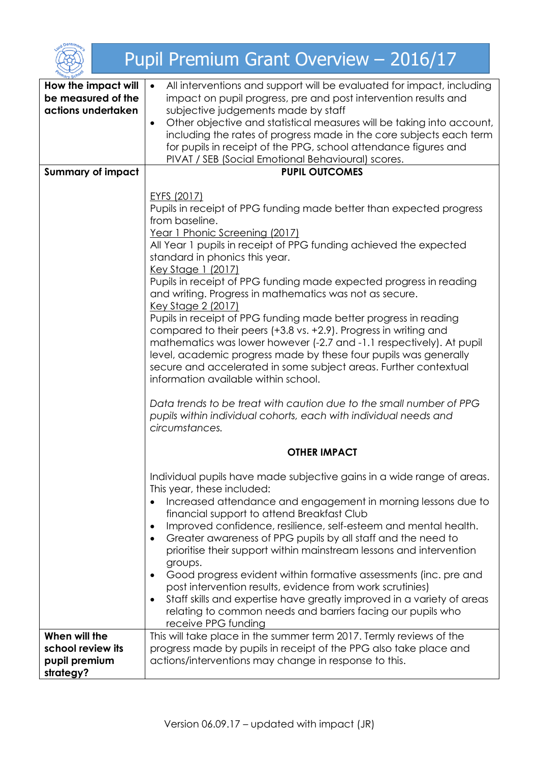# Pupil Premium Grant Overview – 2016/17

| | |
|---|---|
| **How the impact will be measured of the actions undertaken** | • All interventions and support will be evaluated for impact, including impact on pupil progress, pre and post intervention results and subjective judgements made by staff<br>• Other objective and statistical measures will be taking into account, including the rates of progress made in the core subjects each term for pupils in receipt of the PPG, school attendance figures and PIVAT / SEB (Social Emotional Behavioural) scores. |
| **Summary of impact** | **PUPIL OUTCOMES**<br><br><u>EYFS (2017)</u><br>Pupils in receipt of PPG funding made better than expected progress from baseline.<br><u>Year 1 Phonic Screening (2017)</u><br>All Year 1 pupils in receipt of PPG funding achieved the expected standard in phonics this year.<br><u>Key Stage 1 (2017)</u><br>Pupils in receipt of PPG funding made expected progress in reading and writing. Progress in mathematics was not as secure.<br><u>Key Stage 2 (2017)</u><br>Pupils in receipt of PPG funding made better progress in reading compared to their peers (+3.8 vs. +2.9). Progress in writing and mathematics was lower however (-2.7 and -1.1 respectively). At pupil level, academic progress made by these four pupils was generally secure and accelerated in some subject areas. Further contextual information available within school.<br><br>*Data trends to be treat with caution due to the small number of PPG pupils within individual cohorts, each with individual needs and circumstances.*<br><br>**OTHER IMPACT**<br><br>Individual pupils have made subjective gains in a wide range of areas. This year, these included:<br>• Increased attendance and engagement in morning lessons due to financial support to attend Breakfast Club<br>• Improved confidence, resilience, self-esteem and mental health.<br>• Greater awareness of PPG pupils by all staff and the need to prioritise their support within mainstream lessons and intervention groups.<br>• Good progress evident within formative assessments (inc. pre and post intervention results, evidence from work scrutinies)<br>• Staff skills and expertise have greatly improved in a variety of areas relating to common needs and barriers facing our pupils who receive PPG funding |
| **When will the school review its pupil premium strategy?** | This will take place in the summer term 2017. Termly reviews of the progress made by pupils in receipt of the PPG also take place and actions/interventions may change in response to this. |

Version 06.09.17 – updated with impact (JR)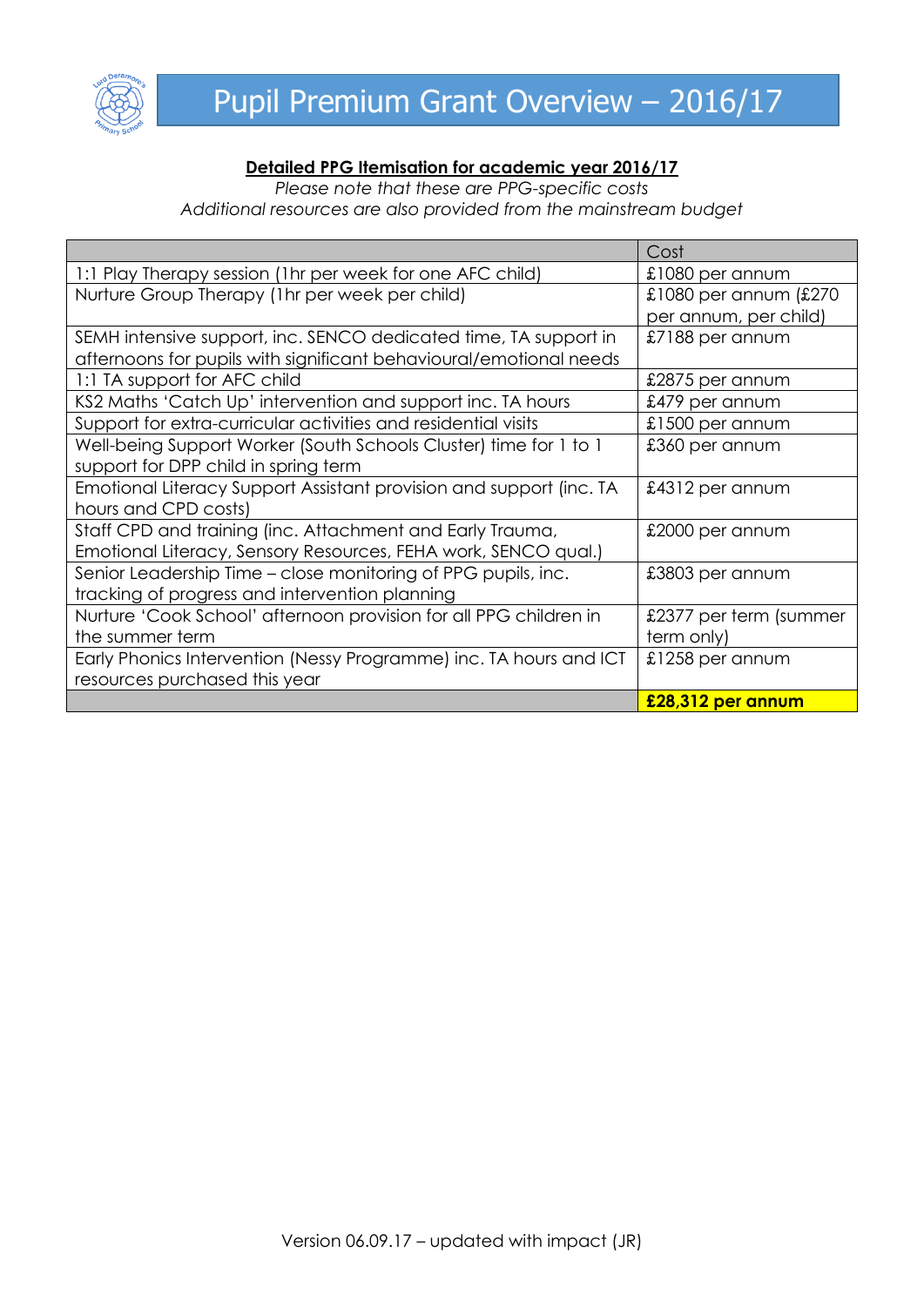# Pupil Premium Grant Overview – 2016/17

**Detailed PPG Itemisation for academic year 2016/17**

*Please note that these are PPG-specific costs*
*Additional resources are also provided from the mainstream budget*

| | Cost |
|---|---|
| 1:1 Play Therapy session (1hr per week for one AFC child) | £1080 per annum |
| Nurture Group Therapy (1hr per week per child) | £1080 per annum (£270 per annum, per child) |
| SEMH intensive support, inc. SENCO dedicated time, TA support in afternoons for pupils with significant behavioural/emotional needs | £7188 per annum |
| 1:1 TA support for AFC child | £2875 per annum |
| KS2 Maths 'Catch Up' intervention and support inc. TA hours | £479 per annum |
| Support for extra-curricular activities and residential visits | £1500 per annum |
| Well-being Support Worker (South Schools Cluster) time for 1 to 1 support for DPP child in spring term | £360 per annum |
| Emotional Literacy Support Assistant provision and support (inc. TA hours and CPD costs) | £4312 per annum |
| Staff CPD and training (inc. Attachment and Early Trauma, Emotional Literacy, Sensory Resources, FEHA work, SENCO qual.) | £2000 per annum |
| Senior Leadership Time – close monitoring of PPG pupils, inc. tracking of progress and intervention planning | £3803 per annum |
| Nurture 'Cook School' afternoon provision for all PPG children in the summer term | £2377 per term (summer term only) |
| Early Phonics Intervention (Nessy Programme) inc. TA hours and ICT resources purchased this year | £1258 per annum |
| | **£28,312 per annum** |

Version 06.09.17 – updated with impact (JR)